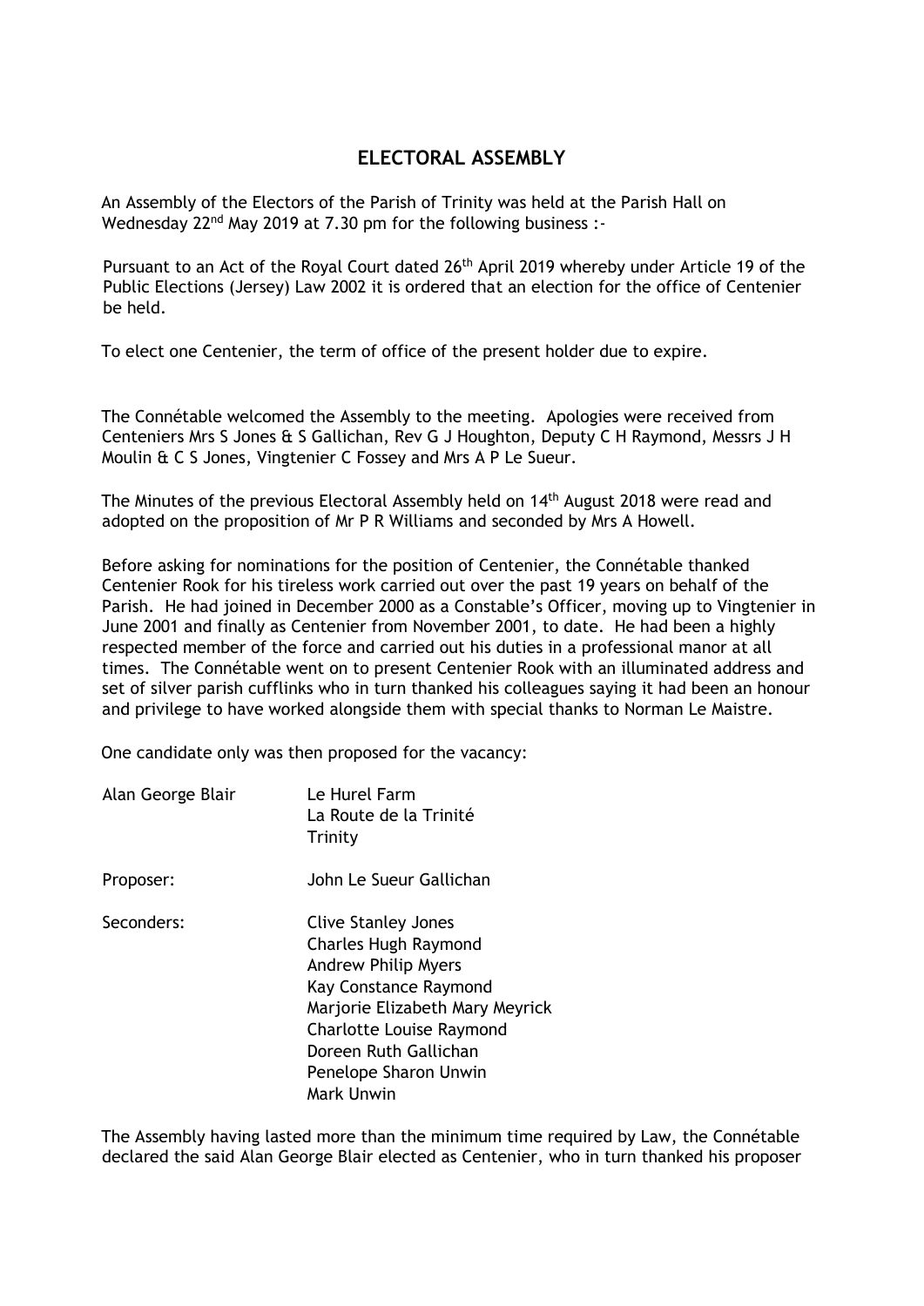# ELECTORAL ASSEMBLY

An Assembly of the Electors of the Parish of Trinity was held at the Parish Hall on Wednesday 22nd May 2019 at 7.30 pm for the following business :-

Pursuant to an Act of the Royal Court dated 26th April 2019 whereby under Article 19 of the Public Elections (Jersey) Law 2002 it is ordered that an election for the office of Centenier be held.

To elect one Centenier, the term of office of the present holder due to expire.

The Connétable welcomed the Assembly to the meeting. Apologies were received from Centeniers Mrs S Jones & S Gallichan, Rev G J Houghton, Deputy C H Raymond, Messrs J H Moulin & C S Jones, Vingtenier C Fossey and Mrs A P Le Sueur.

The Minutes of the previous Electoral Assembly held on 14th August 2018 were read and adopted on the proposition of Mr P R Williams and seconded by Mrs A Howell.

Before asking for nominations for the position of Centenier, the Connétable thanked Centenier Rook for his tireless work carried out over the past 19 years on behalf of the Parish. He had joined in December 2000 as a Constable's Officer, moving up to Vingtenier in June 2001 and finally as Centenier from November 2001, to date. He had been a highly respected member of the force and carried out his duties in a professional manor at all times. The Connétable went on to present Centenier Rook with an illuminated address and set of silver parish cufflinks who in turn thanked his colleagues saying it had been an honour and privilege to have worked alongside them with special thanks to Norman Le Maistre.

One candidate only was then proposed for the vacancy:

Alan George Blair — Le Hurel Farm
La Route de la Trinité
Trinity

Proposer: John Le Sueur Gallichan

Seconders:
Clive Stanley Jones
Charles Hugh Raymond
Andrew Philip Myers
Kay Constance Raymond
Marjorie Elizabeth Mary Meyrick
Charlotte Louise Raymond
Doreen Ruth Gallichan
Penelope Sharon Unwin
Mark Unwin

The Assembly having lasted more than the minimum time required by Law, the Connétable declared the said Alan George Blair elected as Centenier, who in turn thanked his proposer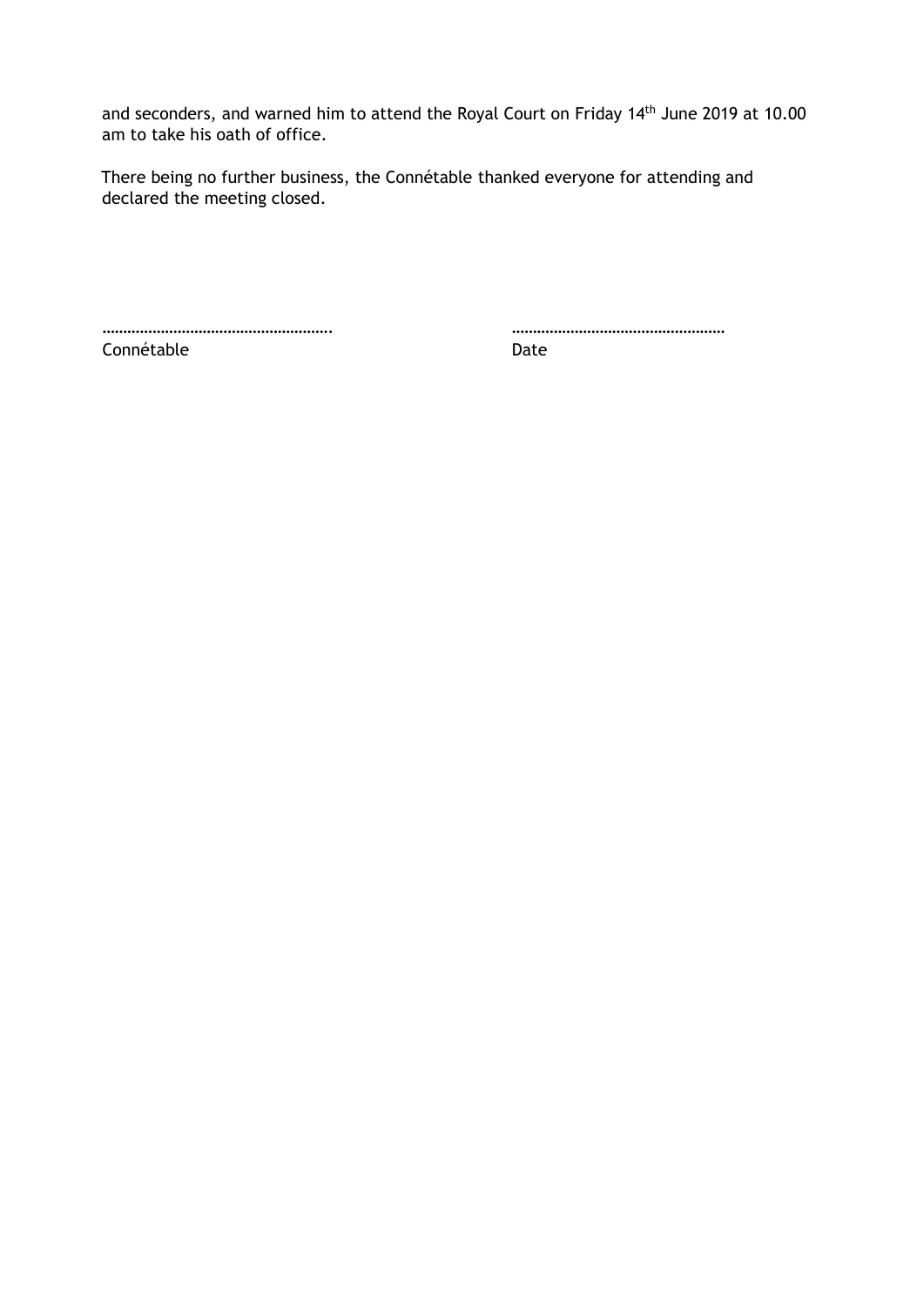and seconders, and warned him to attend the Royal Court on Friday 14th June 2019 at 10.00 am to take his oath of office.

There being no further business, the Connétable thanked everyone for attending and declared the meeting closed.

……………………………………………….　　　　　　　　……………………………………………

Connétable　　　　　　　　　　　　　　　　　　Date